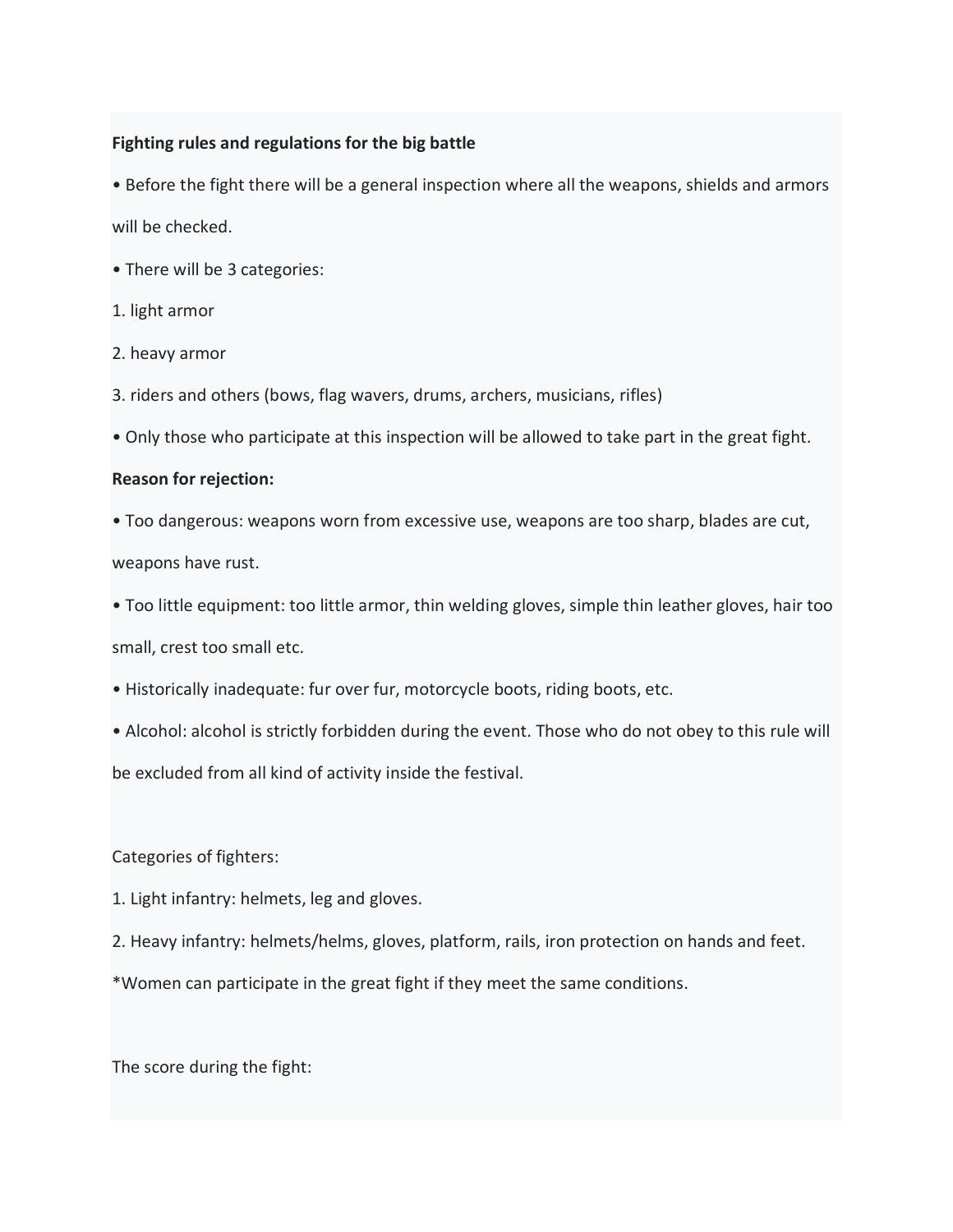**Fighting rules and regulations for the big battle**

• Before the fight there will be a general inspection where all the weapons, shields and armors will be checked.

• There will be 3 categories:

1. light armor
2. heavy armor
3. riders and others (bows, flag wavers, drums, archers, musicians, rifles)

• Only those who participate at this inspection will be allowed to take part in the great fight.

**Reason for rejection:**

• Too dangerous: weapons worn from excessive use, weapons are too sharp, blades are cut, weapons have rust.

• Too little equipment: too little armor, thin welding gloves, simple thin leather gloves, hair too small, crest too small etc.

• Historically inadequate: fur over fur, motorcycle boots, riding boots, etc.

• Alcohol: alcohol is strictly forbidden during the event. Those who do not obey to this rule will be excluded from all kind of activity inside the festival.

Categories of fighters:

1. Light infantry: helmets, leg and gloves.
2. Heavy infantry: helmets/helms, gloves, platform, rails, iron protection on hands and feet.

*Women can participate in the great fight if they meet the same conditions.

The score during the fight: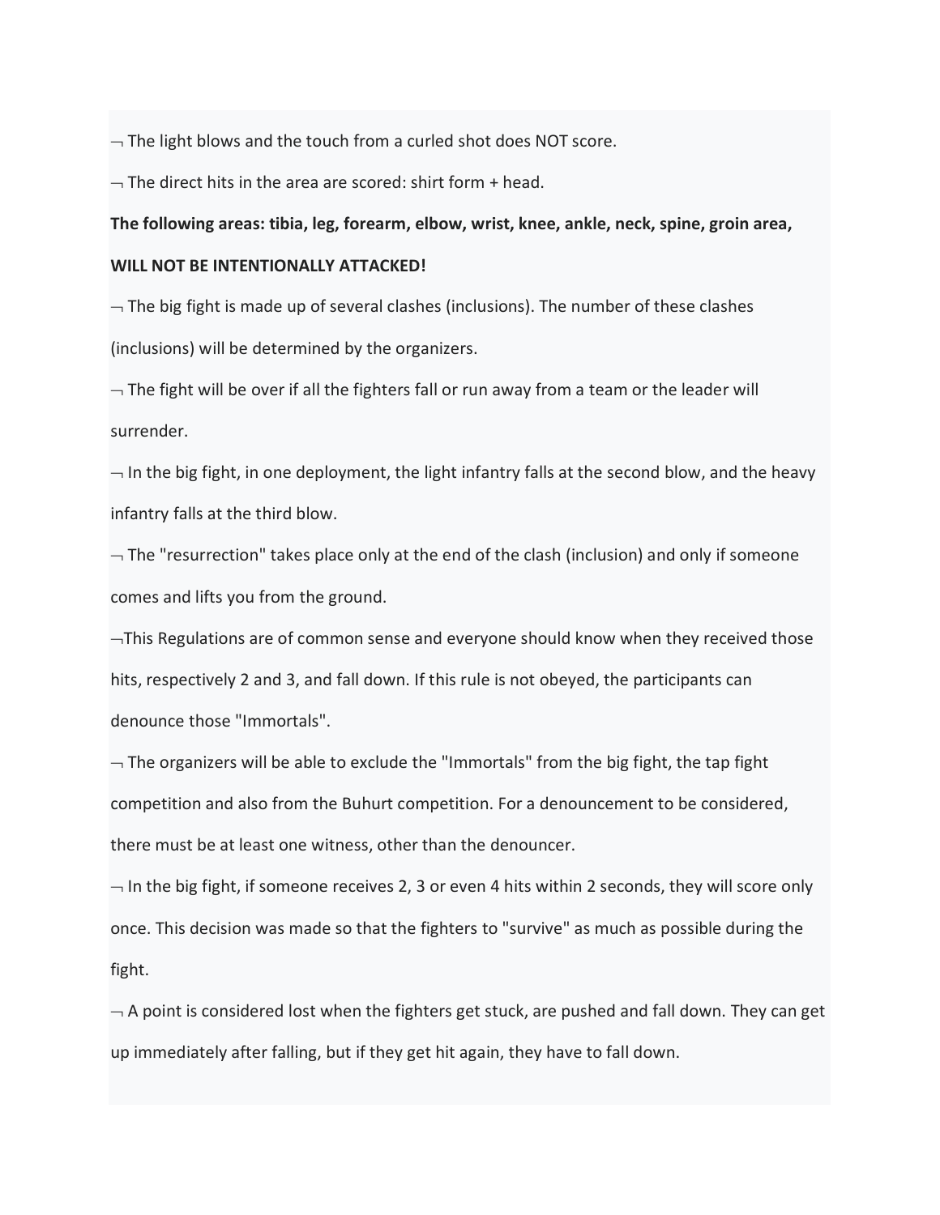¬ The light blows and the touch from a curled shot does NOT score.

¬ The direct hits in the area are scored: shirt form + head.

**The following areas: tibia, leg, forearm, elbow, wrist, knee, ankle, neck, spine, groin area, WILL NOT BE INTENTIONALLY ATTACKED!**

¬ The big fight is made up of several clashes (inclusions). The number of these clashes (inclusions) will be determined by the organizers.

¬ The fight will be over if all the fighters fall or run away from a team or the leader will surrender.

¬ In the big fight, in one deployment, the light infantry falls at the second blow, and the heavy infantry falls at the third blow.

¬ The "resurrection" takes place only at the end of the clash (inclusion) and only if someone comes and lifts you from the ground.

¬This Regulations are of common sense and everyone should know when they received those hits, respectively 2 and 3, and fall down. If this rule is not obeyed, the participants can denounce those "Immortals".

¬ The organizers will be able to exclude the "Immortals" from the big fight, the tap fight competition and also from the Buhurt competition. For a denouncement to be considered, there must be at least one witness, other than the denouncer.

¬ In the big fight, if someone receives 2, 3 or even 4 hits within 2 seconds, they will score only once. This decision was made so that the fighters to "survive" as much as possible during the fight.

¬ A point is considered lost when the fighters get stuck, are pushed and fall down. They can get up immediately after falling, but if they get hit again, they have to fall down.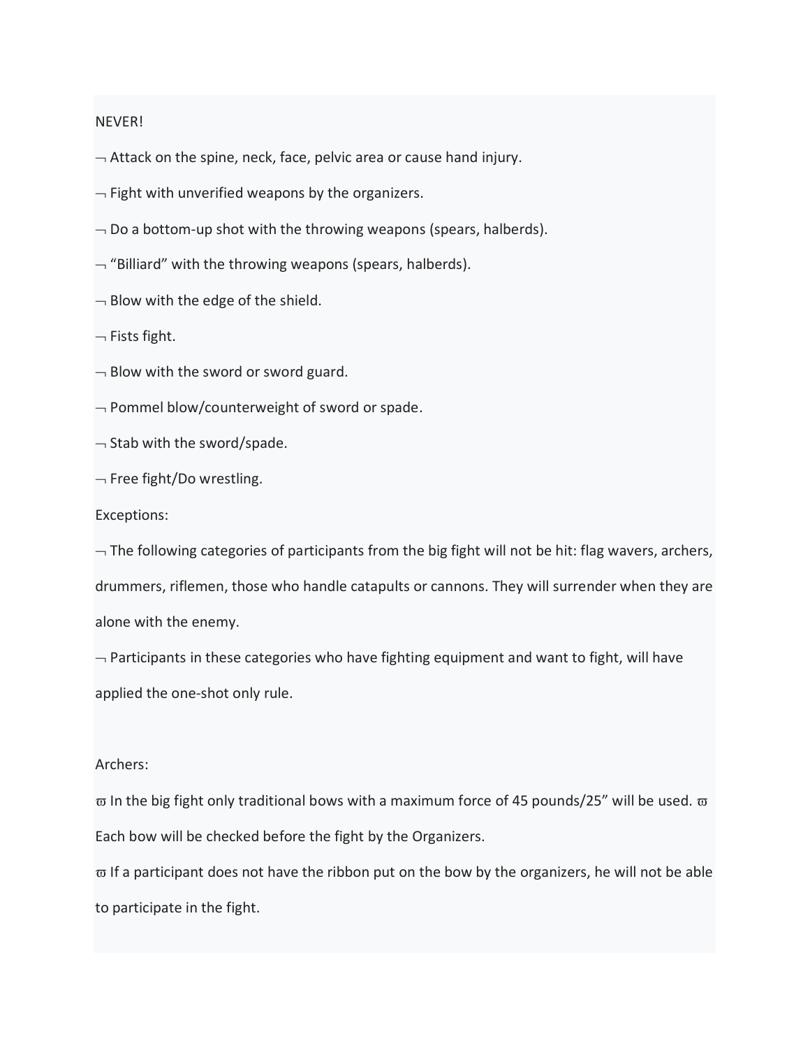NEVER!

- Attack on the spine, neck, face, pelvic area or cause hand injury.
- Fight with unverified weapons by the organizers.
- Do a bottom-up shot with the throwing weapons (spears, halberds).
- “Billiard” with the throwing weapons (spears, halberds).
- Blow with the edge of the shield.
- Fists fight.
- Blow with the sword or sword guard.
- Pommel blow/counterweight of sword or spade.
- Stab with the sword/spade.
- Free fight/Do wrestling.

Exceptions:

- The following categories of participants from the big fight will not be hit: flag wavers, archers, drummers, riflemen, those who handle catapults or cannons. They will surrender when they are alone with the enemy.
- Participants in these categories who have fighting equipment and want to fight, will have applied the one-shot only rule.

Archers:

- In the big fight only traditional bows with a maximum force of 45 pounds/25” will be used.
- Each bow will be checked before the fight by the Organizers.
- If a participant does not have the ribbon put on the bow by the organizers, he will not be able to participate in the fight.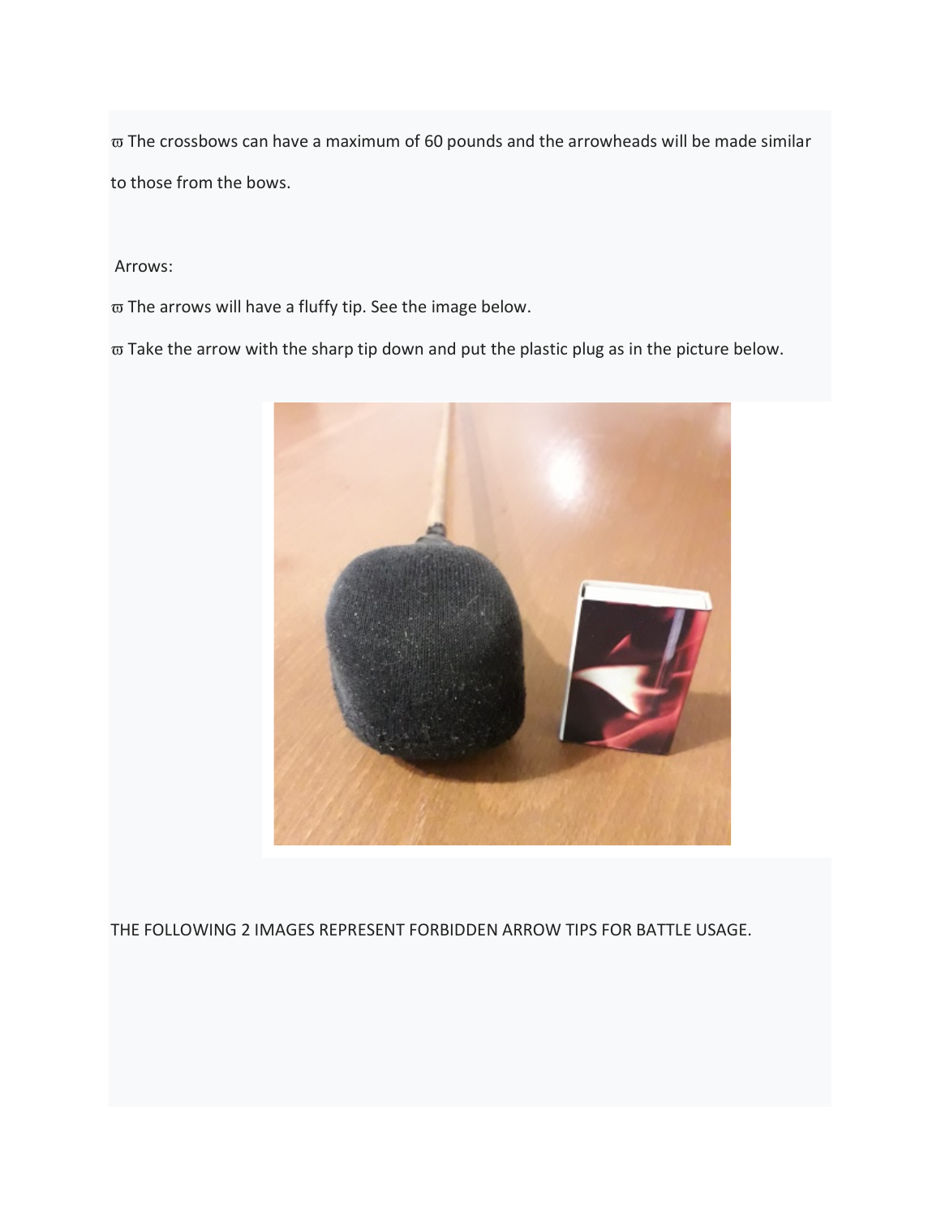- The crossbows can have a maximum of 60 pounds and the arrowheads will be made similar to those from the bows.

Arrows:

- The arrows will have a fluffy tip. See the image below.
- Take the arrow with the sharp tip down and put the plastic plug as in the picture below.

THE FOLLOWING 2 IMAGES REPRESENT FORBIDDEN ARROW TIPS FOR BATTLE USAGE.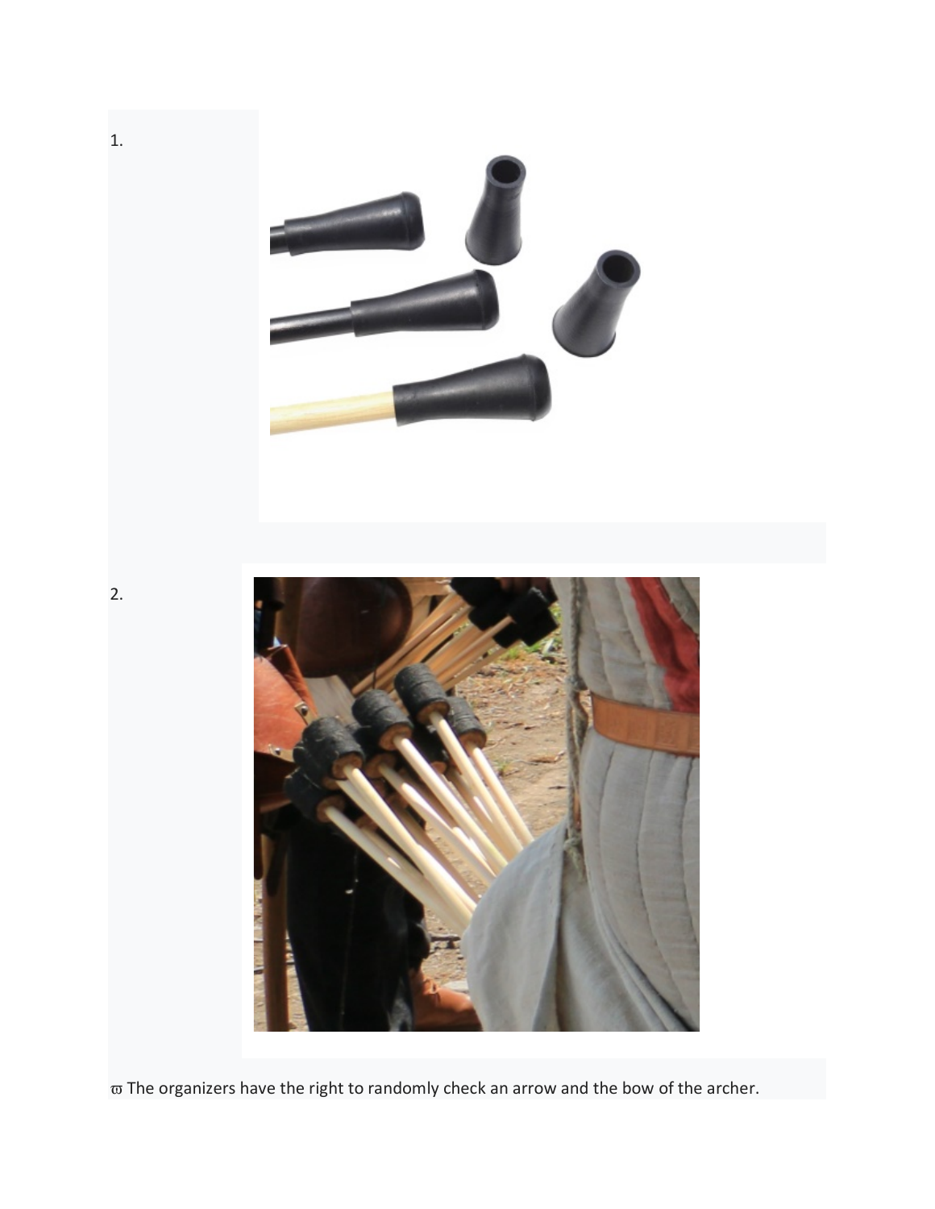1.

2.

ϖ The organizers have the right to randomly check an arrow and the bow of the archer.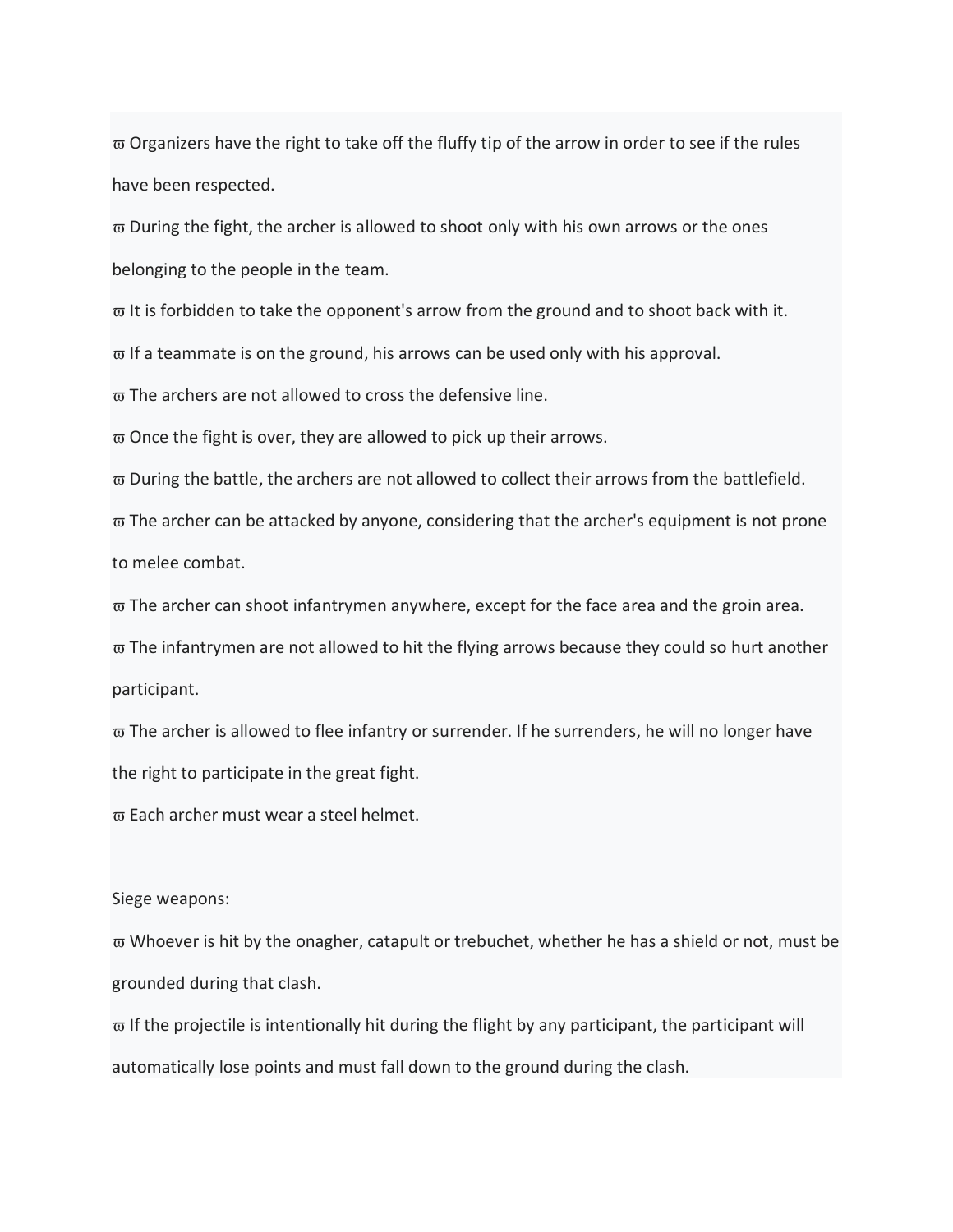ϖ Organizers have the right to take off the fluffy tip of the arrow in order to see if the rules have been respected.

ϖ During the fight, the archer is allowed to shoot only with his own arrows or the ones belonging to the people in the team.

ϖ It is forbidden to take the opponent's arrow from the ground and to shoot back with it.

ϖ If a teammate is on the ground, his arrows can be used only with his approval.

ϖ The archers are not allowed to cross the defensive line.

ϖ Once the fight is over, they are allowed to pick up their arrows.

ϖ During the battle, the archers are not allowed to collect their arrows from the battlefield.

ϖ The archer can be attacked by anyone, considering that the archer's equipment is not prone to melee combat.

ϖ The archer can shoot infantrymen anywhere, except for the face area and the groin area.

ϖ The infantrymen are not allowed to hit the flying arrows because they could so hurt another participant.

ϖ The archer is allowed to flee infantry or surrender. If he surrenders, he will no longer have the right to participate in the great fight.

ϖ Each archer must wear a steel helmet.

Siege weapons:

ϖ Whoever is hit by the onagher, catapult or trebuchet, whether he has a shield or not, must be grounded during that clash.

ϖ If the projectile is intentionally hit during the flight by any participant, the participant will automatically lose points and must fall down to the ground during the clash.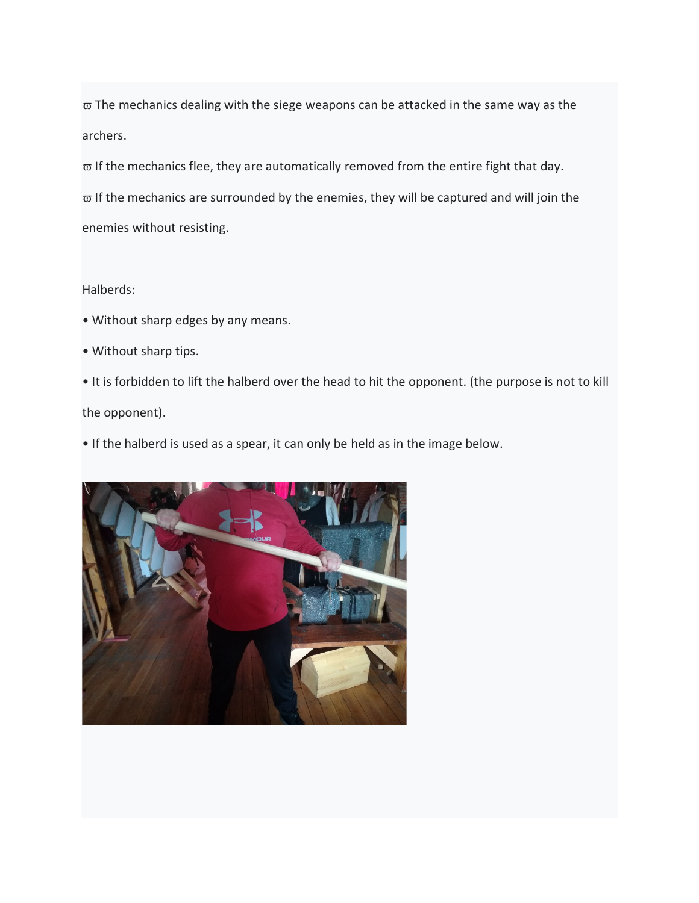ϖ The mechanics dealing with the siege weapons can be attacked in the same way as the archers.

ϖ If the mechanics flee, they are automatically removed from the entire fight that day.

ϖ If the mechanics are surrounded by the enemies, they will be captured and will join the enemies without resisting.

Halberds:

- Without sharp edges by any means.
- Without sharp tips.
- It is forbidden to lift the halberd over the head to hit the opponent. (the purpose is not to kill the opponent).
- If the halberd is used as a spear, it can only be held as in the image below.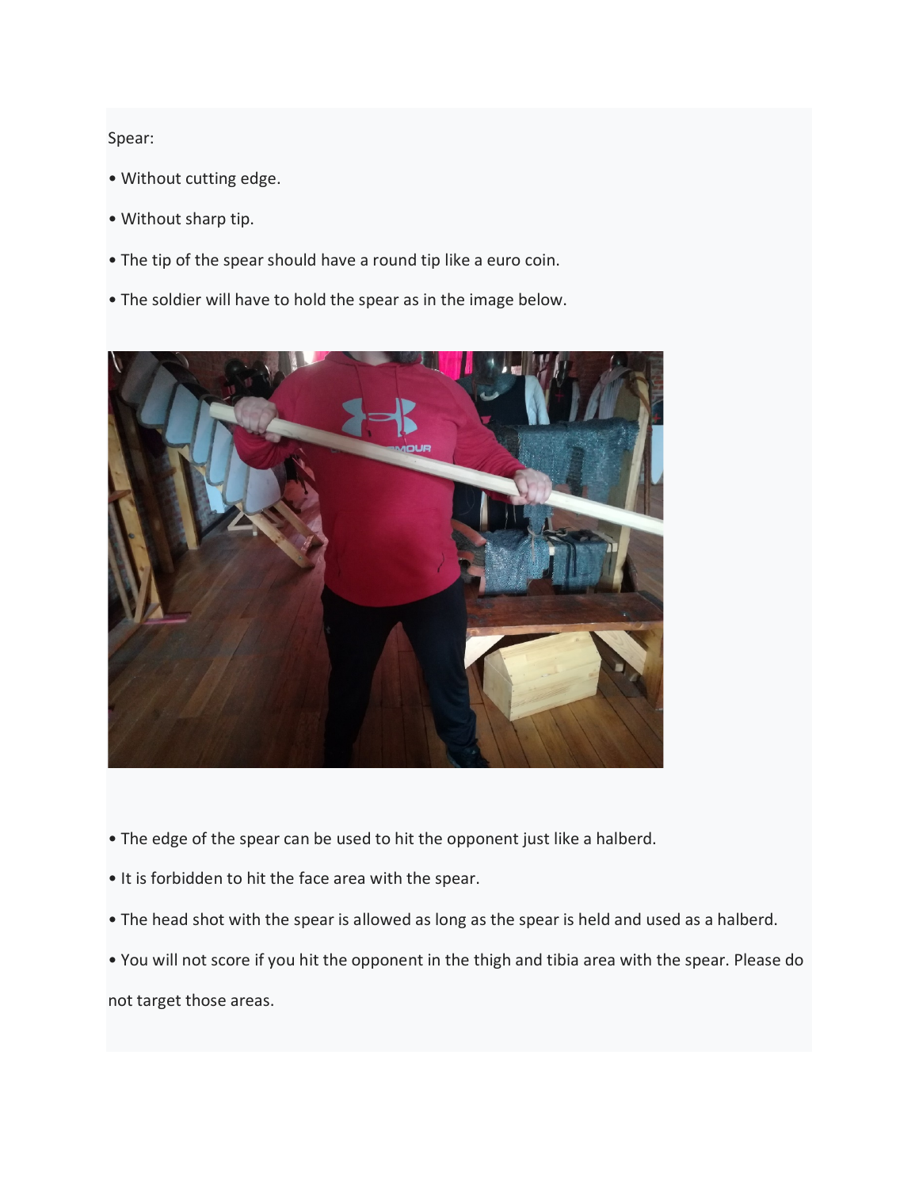Spear:

• Without cutting edge.

• Without sharp tip.

• The tip of the spear should have a round tip like a euro coin.

• The soldier will have to hold the spear as in the image below.

• The edge of the spear can be used to hit the opponent just like a halberd.

• It is forbidden to hit the face area with the spear.

• The head shot with the spear is allowed as long as the spear is held and used as a halberd.

• You will not score if you hit the opponent in the thigh and tibia area with the spear. Please do not target those areas.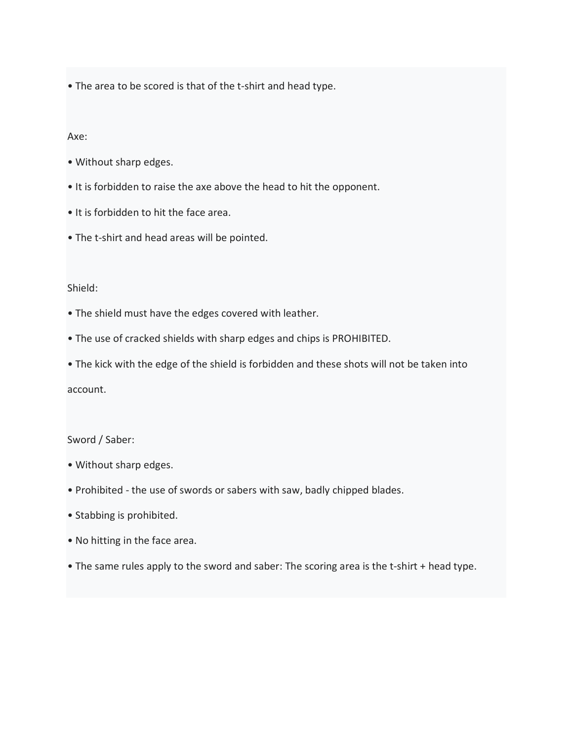• The area to be scored is that of the t-shirt and head type.

Axe:

• Without sharp edges.

• It is forbidden to raise the axe above the head to hit the opponent.

• It is forbidden to hit the face area.

• The t-shirt and head areas will be pointed.

Shield:

• The shield must have the edges covered with leather.

• The use of cracked shields with sharp edges and chips is PROHIBITED.

• The kick with the edge of the shield is forbidden and these shots will not be taken into account.

Sword / Saber:

• Without sharp edges.

• Prohibited - the use of swords or sabers with saw, badly chipped blades.

• Stabbing is prohibited.

• No hitting in the face area.

• The same rules apply to the sword and saber: The scoring area is the t-shirt + head type.